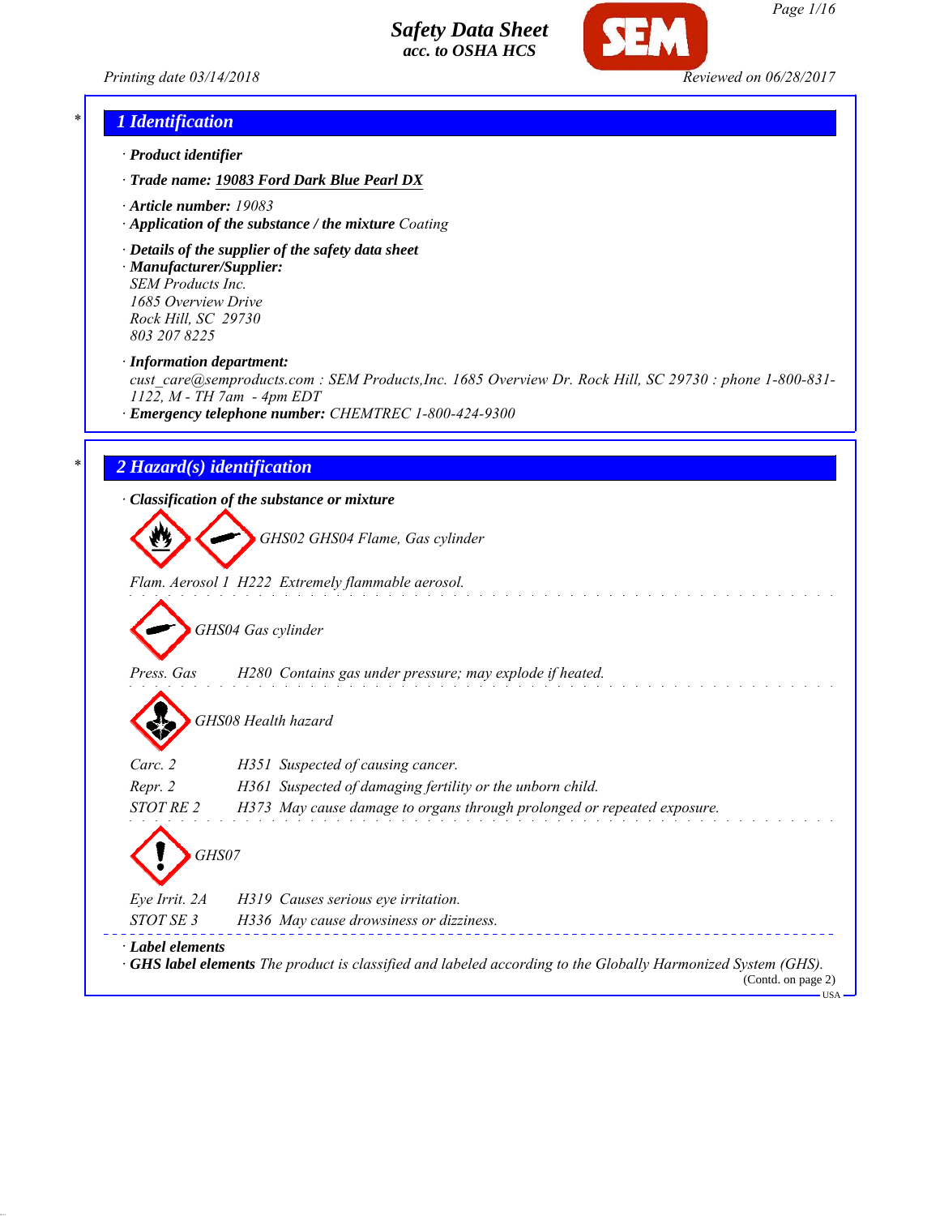# Safety Data Sheet
**acc. to OSHA HCS**

Printing date 03/14/2018 Reviewed on 06/28/2017

## 1 Identification

· **Product identifier**

· **Trade name: 19083 Ford Dark Blue Pearl DX**

· **Article number:** 19083

· **Application of the substance / the mixture** Coating

· **Details of the supplier of the safety data sheet**

· **Manufacturer/Supplier:**
SEM Products Inc.
1685 Overview Drive
Rock Hill, SC 29730
803 207 8225

· **Information department:**
cust_care@semproducts.com : SEM Products,Inc. 1685 Overview Dr. Rock Hill, SC 29730 : phone 1-800-831-1122, M - TH 7am - 4pm EDT

· **Emergency telephone number:** CHEMTREC 1-800-424-9300

## 2 Hazard(s) identification

· **Classification of the substance or mixture**

GHS02 GHS04 Flame, Gas cylinder

Flam. Aerosol 1 H222 Extremely flammable aerosol.

GHS04 Gas cylinder

Press. Gas H280 Contains gas under pressure; may explode if heated.

GHS08 Health hazard

Carc. 2 H351 Suspected of causing cancer.
Repr. 2 H361 Suspected of damaging fertility or the unborn child.
STOT RE 2 H373 May cause damage to organs through prolonged or repeated exposure.

GHS07

Eye Irrit. 2A H319 Causes serious eye irritation.
STOT SE 3 H336 May cause drowsiness or dizziness.

· **Label elements**

· **GHS label elements** The product is classified and labeled according to the Globally Harmonized System (GHS).

(Contd. on page 2)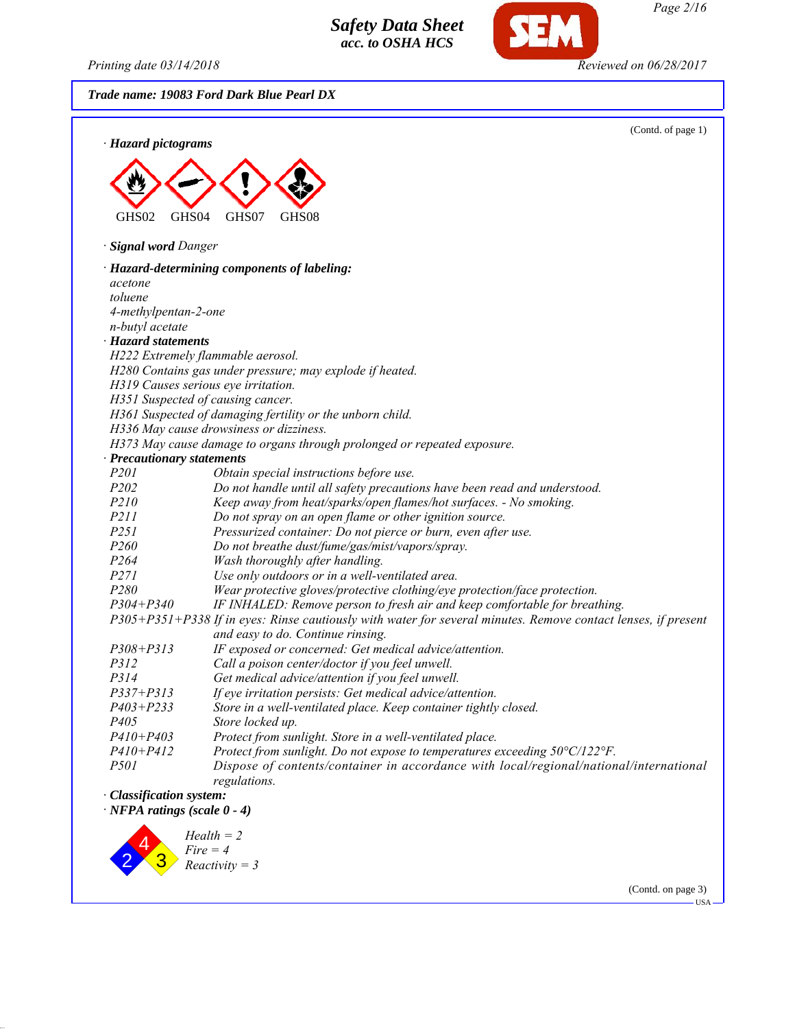**Trade name: 19083 Ford Dark Blue Pearl DX**

(Contd. of page 1)

· **Hazard pictograms**

GHS02 GHS04 GHS07 GHS08

· **Signal word** Danger

· **Hazard-determining components of labeling:**
acetone
toluene
4-methylpentan-2-one
n-butyl acetate

· **Hazard statements**
H222 Extremely flammable aerosol.
H280 Contains gas under pressure; may explode if heated.
H319 Causes serious eye irritation.
H351 Suspected of causing cancer.
H361 Suspected of damaging fertility or the unborn child.
H336 May cause drowsiness or dizziness.
H373 May cause damage to organs through prolonged or repeated exposure.

· **Precautionary statements**

| | |
|---|---|
| P201 | Obtain special instructions before use. |
| P202 | Do not handle until all safety precautions have been read and understood. |
| P210 | Keep away from heat/sparks/open flames/hot surfaces. - No smoking. |
| P211 | Do not spray on an open flame or other ignition source. |
| P251 | Pressurized container: Do not pierce or burn, even after use. |
| P260 | Do not breathe dust/fume/gas/mist/vapors/spray. |
| P264 | Wash thoroughly after handling. |
| P271 | Use only outdoors or in a well-ventilated area. |
| P280 | Wear protective gloves/protective clothing/eye protection/face protection. |
| P304+P340 | IF INHALED: Remove person to fresh air and keep comfortable for breathing. |
| P305+P351+P338 | If in eyes: Rinse cautiously with water for several minutes. Remove contact lenses, if present and easy to do. Continue rinsing. |
| P308+P313 | IF exposed or concerned: Get medical advice/attention. |
| P312 | Call a poison center/doctor if you feel unwell. |
| P314 | Get medical advice/attention if you feel unwell. |
| P337+P313 | If eye irritation persists: Get medical advice/attention. |
| P403+P233 | Store in a well-ventilated place. Keep container tightly closed. |
| P405 | Store locked up. |
| P410+P403 | Protect from sunlight. Store in a well-ventilated place. |
| P410+P412 | Protect from sunlight. Do not expose to temperatures exceeding 50°C/122°F. |
| P501 | Dispose of contents/container in accordance with local/regional/national/international regulations. |

· **Classification system:**

· **NFPA ratings (scale 0 - 4)**

Health = 2
Fire = 4
Reactivity = 3

(Contd. on page 3)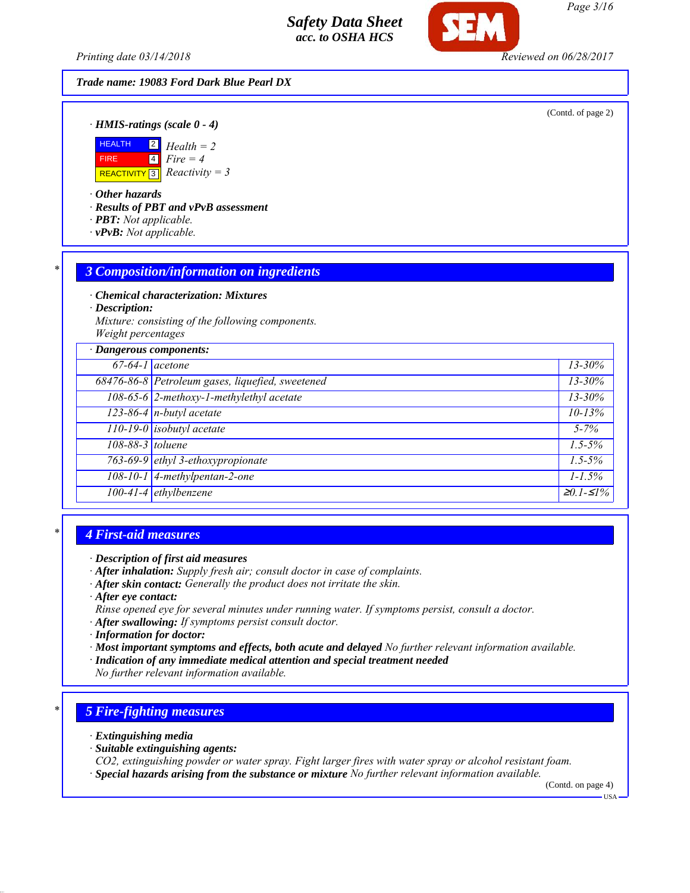**Trade name: 19083 Ford Dark Blue Pearl DX**

(Contd. of page 2)

· **HMIS-ratings (scale 0 - 4)**

| | | |
|---|---|---|
| HEALTH | 2 | Health = 2 |
| FIRE | 4 | Fire = 4 |
| REACTIVITY | 3 | Reactivity = 3 |

· **Other hazards**
· **Results of PBT and vPvB assessment**
· **PBT:** Not applicable.
· **vPvB:** Not applicable.

## 3 Composition/information on ingredients

· **Chemical characterization: Mixtures**
· **Description:**
Mixture: consisting of the following components.
Weight percentages

| · Dangerous components: | | |
|---|---|---|
| 67-64-1 | acetone | 13-30% |
| 68476-86-8 | Petroleum gases, liquefied, sweetened | 13-30% |
| 108-65-6 | 2-methoxy-1-methylethyl acetate | 13-30% |
| 123-86-4 | n-butyl acetate | 10-13% |
| 110-19-0 | isobutyl acetate | 5-7% |
| 108-88-3 | toluene | 1.5-5% |
| 763-69-9 | ethyl 3-ethoxypropionate | 1.5-5% |
| 108-10-1 | 4-methylpentan-2-one | 1-1.5% |
| 100-41-4 | ethylbenzene | ≥0.1-≤1% |

## 4 First-aid measures

· **Description of first aid measures**
· **After inhalation:** Supply fresh air; consult doctor in case of complaints.
· **After skin contact:** Generally the product does not irritate the skin.
· **After eye contact:**
Rinse opened eye for several minutes under running water. If symptoms persist, consult a doctor.
· **After swallowing:** If symptoms persist consult doctor.
· **Information for doctor:**
· **Most important symptoms and effects, both acute and delayed** No further relevant information available.
· **Indication of any immediate medical attention and special treatment needed**
No further relevant information available.

## 5 Fire-fighting measures

· **Extinguishing media**
· **Suitable extinguishing agents:**
$CO_2$, extinguishing powder or water spray. Fight larger fires with water spray or alcohol resistant foam.
· **Special hazards arising from the substance or mixture** No further relevant information available.

(Contd. on page 4)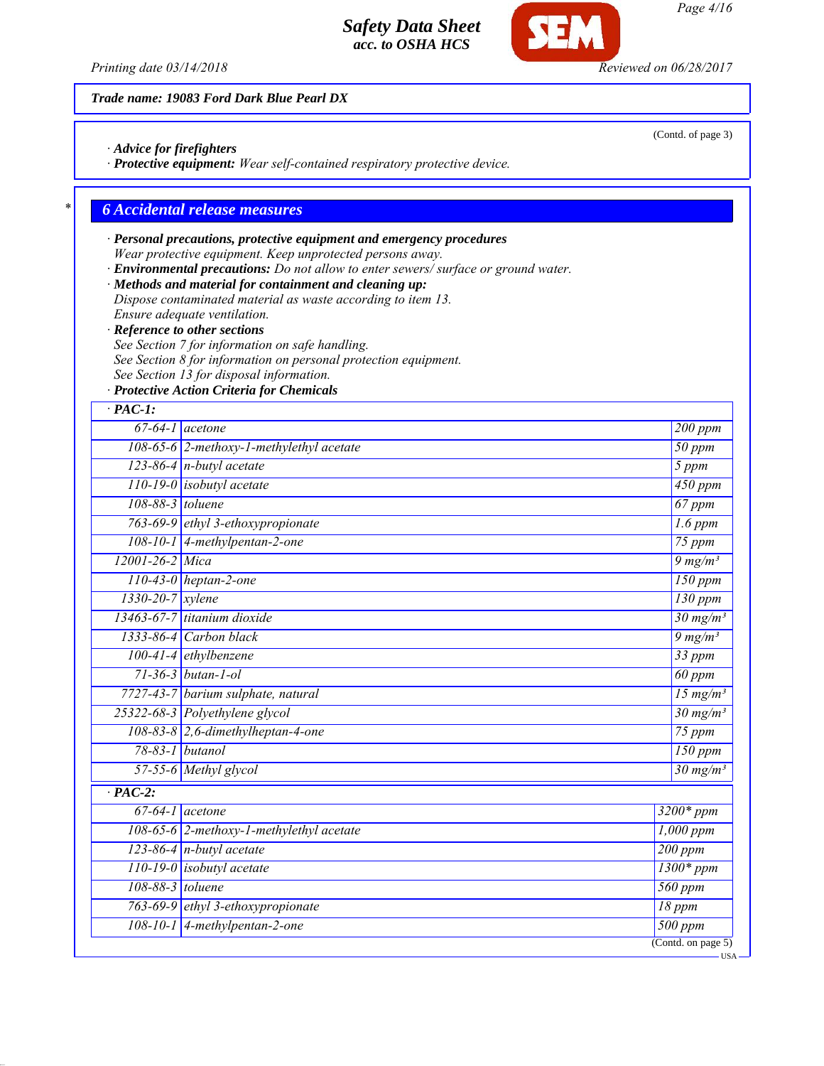(Contd. of page 3)

· **Advice for firefighters**
· **Protective equipment:** *Wear self-contained respiratory protective device.*

## 6 Accidental release measures

· **Personal precautions, protective equipment and emergency procedures**
*Wear protective equipment. Keep unprotected persons away.*
· **Environmental precautions:** *Do not allow to enter sewers/ surface or ground water.*
· **Methods and material for containment and cleaning up:**
*Dispose contaminated material as waste according to item 13.*
*Ensure adequate ventilation.*
· **Reference to other sections**
*See Section 7 for information on safe handling.*
*See Section 8 for information on personal protection equipment.*
*See Section 13 for disposal information.*
· **Protective Action Criteria for Chemicals**

| · PAC-1: | | |
|---|---|---|
| 67-64-1 | acetone | 200 ppm |
| 108-65-6 | 2-methoxy-1-methylethyl acetate | 50 ppm |
| 123-86-4 | n-butyl acetate | 5 ppm |
| 110-19-0 | isobutyl acetate | 450 ppm |
| 108-88-3 | toluene | 67 ppm |
| 763-69-9 | ethyl 3-ethoxypropionate | 1.6 ppm |
| 108-10-1 | 4-methylpentan-2-one | 75 ppm |
| 12001-26-2 | Mica | 9 mg/m³ |
| 110-43-0 | heptan-2-one | 150 ppm |
| 1330-20-7 | xylene | 130 ppm |
| 13463-67-7 | titanium dioxide | 30 mg/m³ |
| 1333-86-4 | Carbon black | 9 mg/m³ |
| 100-41-4 | ethylbenzene | 33 ppm |
| 71-36-3 | butan-1-ol | 60 ppm |
| 7727-43-7 | barium sulphate, natural | 15 mg/m³ |
| 25322-68-3 | Polyethylene glycol | 30 mg/m³ |
| 108-83-8 | 2,6-dimethylheptan-4-one | 75 ppm |
| 78-83-1 | butanol | 150 ppm |
| 57-55-6 | Methyl glycol | 30 mg/m³ |
| **· PAC-2:** | | |
| 67-64-1 | acetone | 3200* ppm |
| 108-65-6 | 2-methoxy-1-methylethyl acetate | 1,000 ppm |
| 123-86-4 | n-butyl acetate | 200 ppm |
| 110-19-0 | isobutyl acetate | 1300* ppm |
| 108-88-3 | toluene | 560 ppm |
| 763-69-9 | ethyl 3-ethoxypropionate | 18 ppm |
| 108-10-1 | 4-methylpentan-2-one | 500 ppm |

(Contd. on page 5)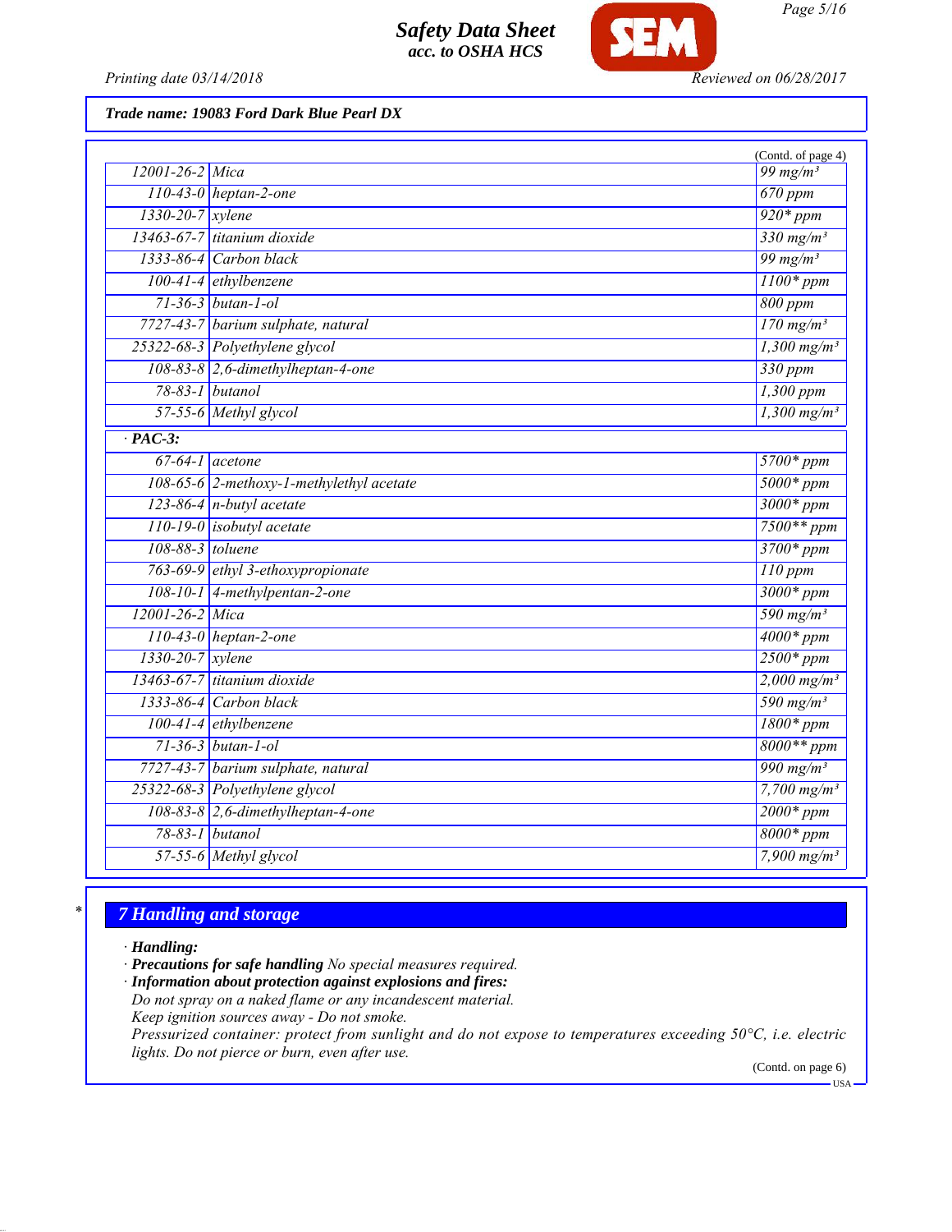**Trade name: 19083 Ford Dark Blue Pearl DX**

(Contd. of page 4)

| | | |
|---|---|---|
| 12001-26-2 | Mica | 99 mg/m³ |
| 110-43-0 | heptan-2-one | 670 ppm |
| 1330-20-7 | xylene | 920* ppm |
| 13463-67-7 | titanium dioxide | 330 mg/m³ |
| 1333-86-4 | Carbon black | 99 mg/m³ |
| 100-41-4 | ethylbenzene | 1100* ppm |
| 71-36-3 | butan-1-ol | 800 ppm |
| 7727-43-7 | barium sulphate, natural | 170 mg/m³ |
| 25322-68-3 | Polyethylene glycol | 1,300 mg/m³ |
| 108-83-8 | 2,6-dimethylheptan-4-one | 330 ppm |
| 78-83-1 | butanol | 1,300 ppm |
| 57-55-6 | Methyl glycol | 1,300 mg/m³ |
| **· PAC-3:** | | |
| 67-64-1 | acetone | 5700* ppm |
| 108-65-6 | 2-methoxy-1-methylethyl acetate | 5000* ppm |
| 123-86-4 | n-butyl acetate | 3000* ppm |
| 110-19-0 | isobutyl acetate | 7500** ppm |
| 108-88-3 | toluene | 3700* ppm |
| 763-69-9 | ethyl 3-ethoxypropionate | 110 ppm |
| 108-10-1 | 4-methylpentan-2-one | 3000* ppm |
| 12001-26-2 | Mica | 590 mg/m³ |
| 110-43-0 | heptan-2-one | 4000* ppm |
| 1330-20-7 | xylene | 2500* ppm |
| 13463-67-7 | titanium dioxide | 2,000 mg/m³ |
| 1333-86-4 | Carbon black | 590 mg/m³ |
| 100-41-4 | ethylbenzene | 1800* ppm |
| 71-36-3 | butan-1-ol | 8000** ppm |
| 7727-43-7 | barium sulphate, natural | 990 mg/m³ |
| 25322-68-3 | Polyethylene glycol | 7,700 mg/m³ |
| 108-83-8 | 2,6-dimethylheptan-4-one | 2000* ppm |
| 78-83-1 | butanol | 8000* ppm |
| 57-55-6 | Methyl glycol | 7,900 mg/m³ |

## 7 Handling and storage

· **Handling:**
· **Precautions for safe handling** No special measures required.
· **Information about protection against explosions and fires:**
Do not spray on a naked flame or any incandescent material.
Keep ignition sources away - Do not smoke.
Pressurized container: protect from sunlight and do not expose to temperatures exceeding 50°C, i.e. electric lights. Do not pierce or burn, even after use.

(Contd. on page 6)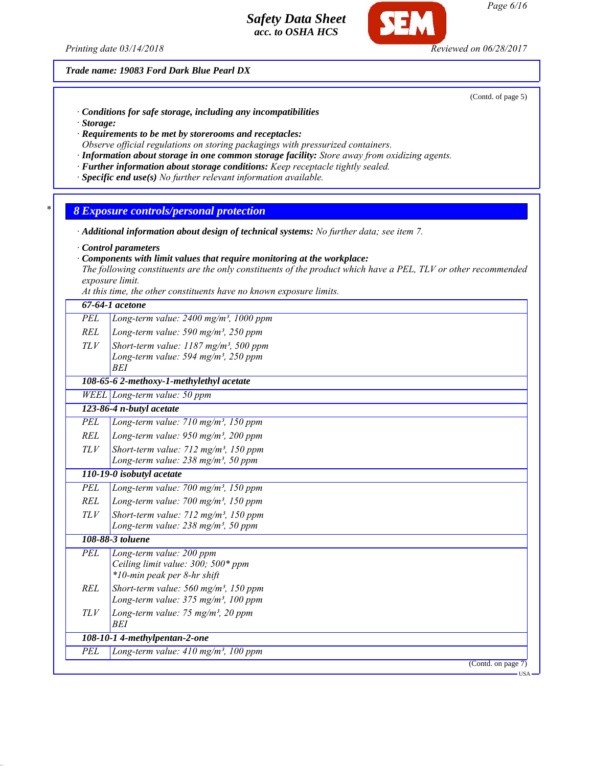Trade name: 19083 Ford Dark Blue Pearl DX

(Contd. of page 5)

· **Conditions for safe storage, including any incompatibilities**
· **Storage:**
· **Requirements to be met by storerooms and receptacles:**
*Observe official regulations on storing packagings with pressurized containers.*
· **Information about storage in one common storage facility:** *Store away from oxidizing agents.*
· **Further information about storage conditions:** *Keep receptacle tightly sealed.*
· **Specific end use(s)** *No further relevant information available.*

## 8 Exposure controls/personal protection

· **Additional information about design of technical systems:** *No further data; see item 7.*

· **Control parameters**
· **Components with limit values that require monitoring at the workplace:**
*The following constituents are the only constituents of the product which have a PEL, TLV or other recommended exposure limit.*
*At this time, the other constituents have no known exposure limits.*

| **67-64-1 acetone** | |
|---|---|
| PEL | Long-term value: 2400 mg/m³, 1000 ppm |
| REL | Long-term value: 590 mg/m³, 250 ppm |
| TLV | Short-term value: 1187 mg/m³, 500 ppm<br>Long-term value: 594 mg/m³, 250 ppm<br>BEI |
| **108-65-6 2-methoxy-1-methylethyl acetate** | |
| WEEL | Long-term value: 50 ppm |
| **123-86-4 n-butyl acetate** | |
| PEL | Long-term value: 710 mg/m³, 150 ppm |
| REL | Long-term value: 950 mg/m³, 200 ppm |
| TLV | Short-term value: 712 mg/m³, 150 ppm<br>Long-term value: 238 mg/m³, 50 ppm |
| **110-19-0 isobutyl acetate** | |
| PEL | Long-term value: 700 mg/m³, 150 ppm |
| REL | Long-term value: 700 mg/m³, 150 ppm |
| TLV | Short-term value: 712 mg/m³, 150 ppm<br>Long-term value: 238 mg/m³, 50 ppm |
| **108-88-3 toluene** | |
| PEL | Long-term value: 200 ppm<br>Ceiling limit value: 300; 500* ppm<br>*10-min peak per 8-hr shift |
| REL | Short-term value: 560 mg/m³, 150 ppm<br>Long-term value: 375 mg/m³, 100 ppm |
| TLV | Long-term value: 75 mg/m³, 20 ppm<br>BEI |
| **108-10-1 4-methylpentan-2-one** | |
| PEL | Long-term value: 410 mg/m³, 100 ppm |

(Contd. on page 7)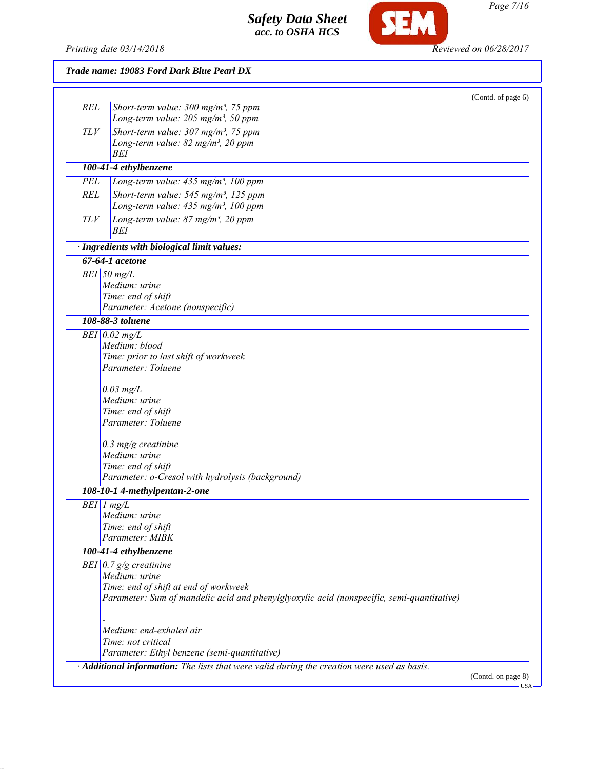**Trade name: 19083 Ford Dark Blue Pearl DX**

(Contd. of page 6)

| | |
|---|---|
| REL | Short-term value: 300 mg/m³, 75 ppm<br>Long-term value: 205 mg/m³, 50 ppm |
| TLV | Short-term value: 307 mg/m³, 75 ppm<br>Long-term value: 82 mg/m³, 20 ppm<br>BEI |
| **100-41-4 ethylbenzene** | |
| PEL | Long-term value: 435 mg/m³, 100 ppm |
| REL | Short-term value: 545 mg/m³, 125 ppm<br>Long-term value: 435 mg/m³, 100 ppm |
| TLV | Long-term value: 87 mg/m³, 20 ppm<br>BEI |

· **Ingredients with biological limit values:**

| | |
|---|---|
| **67-64-1 acetone** | |
| BEI | 50 mg/L<br>Medium: urine<br>Time: end of shift<br>Parameter: Acetone (nonspecific) |
| **108-88-3 toluene** | |
| BEI | 0.02 mg/L<br>Medium: blood<br>Time: prior to last shift of workweek<br>Parameter: Toluene<br><br>0.03 mg/L<br>Medium: urine<br>Time: end of shift<br>Parameter: Toluene<br><br>0.3 mg/g creatinine<br>Medium: urine<br>Time: end of shift<br>Parameter: o-Cresol with hydrolysis (background) |
| **108-10-1 4-methylpentan-2-one** | |
| BEI | 1 mg/L<br>Medium: urine<br>Time: end of shift<br>Parameter: MIBK |
| **100-41-4 ethylbenzene** | |
| BEI | 0.7 g/g creatinine<br>Medium: urine<br>Time: end of shift at end of workweek<br>Parameter: Sum of mandelic acid and phenylglyoxylic acid (nonspecific, semi-quantitative)<br><br>-<br>Medium: end-exhaled air<br>Time: not critical<br>Parameter: Ethyl benzene (semi-quantitative) |

· **Additional information:** The lists that were valid during the creation were used as basis.

(Contd. on page 8)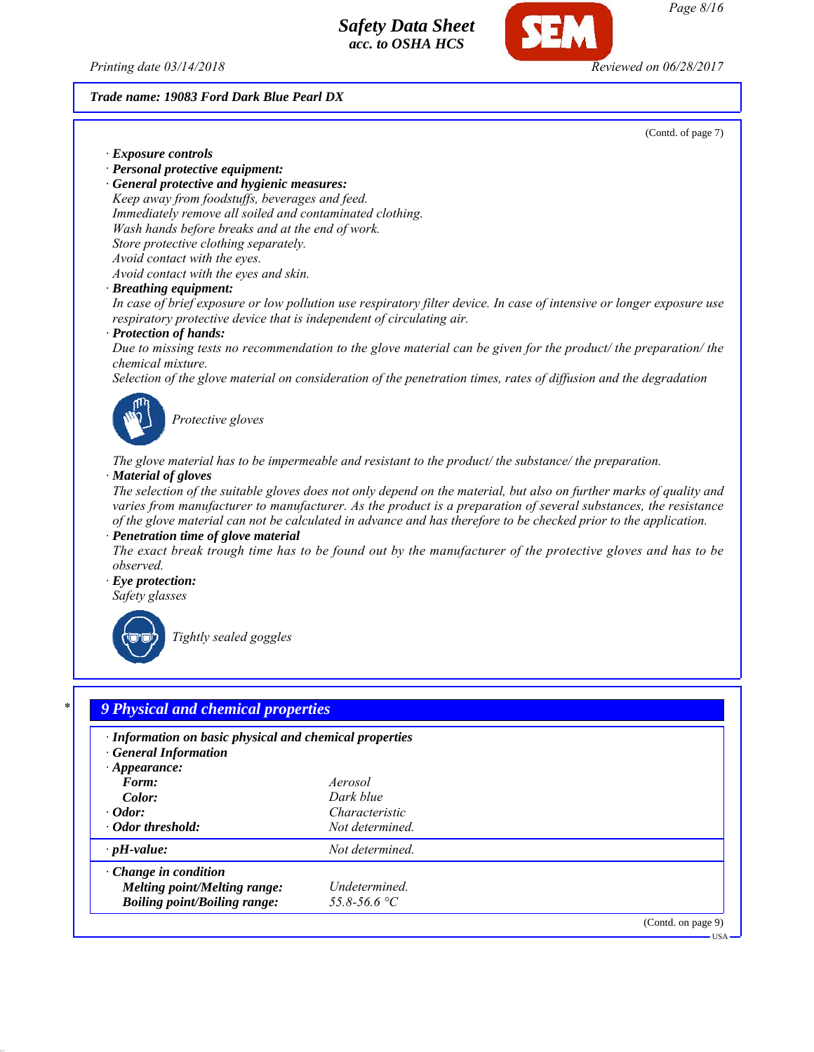Trade name: 19083 Ford Dark Blue Pearl DX

(Contd. of page 7)

· **Exposure controls**
· **Personal protective equipment:**
· **General protective and hygienic measures:**
Keep away from foodstuffs, beverages and feed.
Immediately remove all soiled and contaminated clothing.
Wash hands before breaks and at the end of work.
Store protective clothing separately.
Avoid contact with the eyes.
Avoid contact with the eyes and skin.
· **Breathing equipment:**
In case of brief exposure or low pollution use respiratory filter device. In case of intensive or longer exposure use respiratory protective device that is independent of circulating air.
· **Protection of hands:**
Due to missing tests no recommendation to the glove material can be given for the product/ the preparation/ the chemical mixture.
Selection of the glove material on consideration of the penetration times, rates of diffusion and the degradation

Protective gloves

The glove material has to be impermeable and resistant to the product/ the substance/ the preparation.
· **Material of gloves**
The selection of the suitable gloves does not only depend on the material, but also on further marks of quality and varies from manufacturer to manufacturer. As the product is a preparation of several substances, the resistance of the glove material can not be calculated in advance and has therefore to be checked prior to the application.
· **Penetration time of glove material**
The exact break trough time has to be found out by the manufacturer of the protective gloves and has to be observed.
· **Eye protection:**
Safety glasses

Tightly sealed goggles

## 9 Physical and chemical properties

· **Information on basic physical and chemical properties**
· **General Information**
· **Appearance:**

| | |
|---|---|
| **Form:** | Aerosol |
| **Color:** | Dark blue |
| · **Odor:** | Characteristic |
| · **Odor threshold:** | Not determined. |
| · **pH-value:** | Not determined. |
| · **Change in condition** | |
| **Melting point/Melting range:** | Undetermined. |
| **Boiling point/Boiling range:** | 55.8-56.6 °C |

(Contd. on page 9)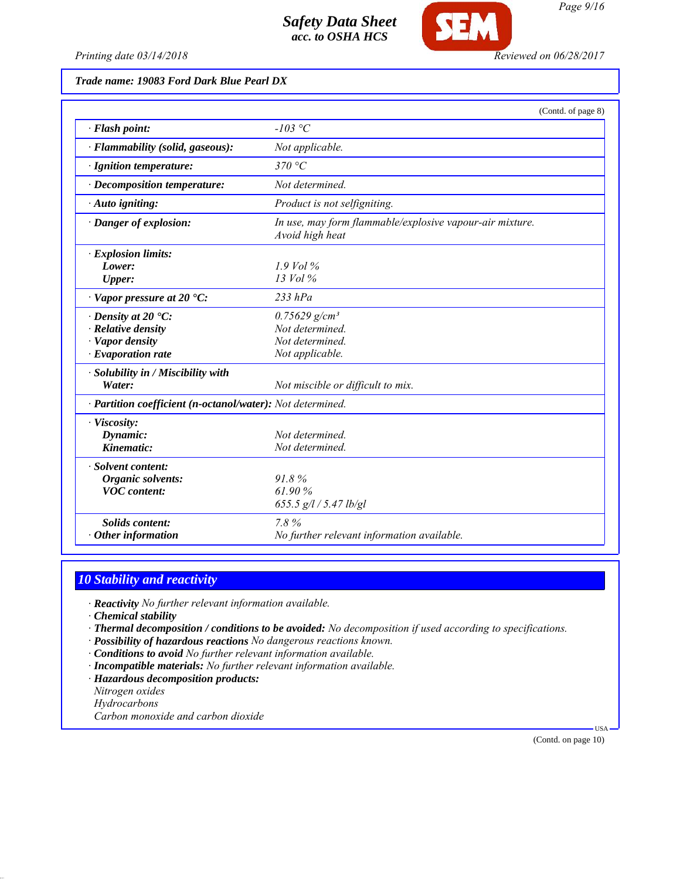**Trade name: 19083 Ford Dark Blue Pearl DX**

(Contd. of page 8)

| | |
|---|---|
| · **Flash point:** | -103 °C |
| · **Flammability (solid, gaseous):** | Not applicable. |
| · **Ignition temperature:** | 370 °C |
| · **Decomposition temperature:** | Not determined. |
| · **Auto igniting:** | Product is not selfigniting. |
| · **Danger of explosion:** | In use, may form flammable/explosive vapour-air mixture. Avoid high heat |
| · **Explosion limits:** | |
| **Lower:** | 1.9 Vol % |
| **Upper:** | 13 Vol % |
| · **Vapor pressure at 20 °C:** | 233 hPa |
| · **Density at 20 °C:** | 0.75629 g/cm³ |
| · **Relative density** | Not determined. |
| · **Vapor density** | Not determined. |
| · **Evaporation rate** | Not applicable. |
| · **Solubility in / Miscibility with** | |
| **Water:** | Not miscible or difficult to mix. |
| · **Partition coefficient (n-octanol/water):** | Not determined. |
| · **Viscosity:** | |
| **Dynamic:** | Not determined. |
| **Kinematic:** | Not determined. |
| · **Solvent content:** | |
| **Organic solvents:** | 91.8 % |
| **VOC content:** | 61.90 % |
| | 655.5 g/l / 5.47 lb/gl |
| **Solids content:** | 7.8 % |
| · **Other information** | No further relevant information available. |

## 10 Stability and reactivity

· **Reactivity** No further relevant information available.
· **Chemical stability**
· **Thermal decomposition / conditions to be avoided:** No decomposition if used according to specifications.
· **Possibility of hazardous reactions** No dangerous reactions known.
· **Conditions to avoid** No further relevant information available.
· **Incompatible materials:** No further relevant information available.
· **Hazardous decomposition products:**
Nitrogen oxides
Hydrocarbons
Carbon monoxide and carbon dioxide

(Contd. on page 10)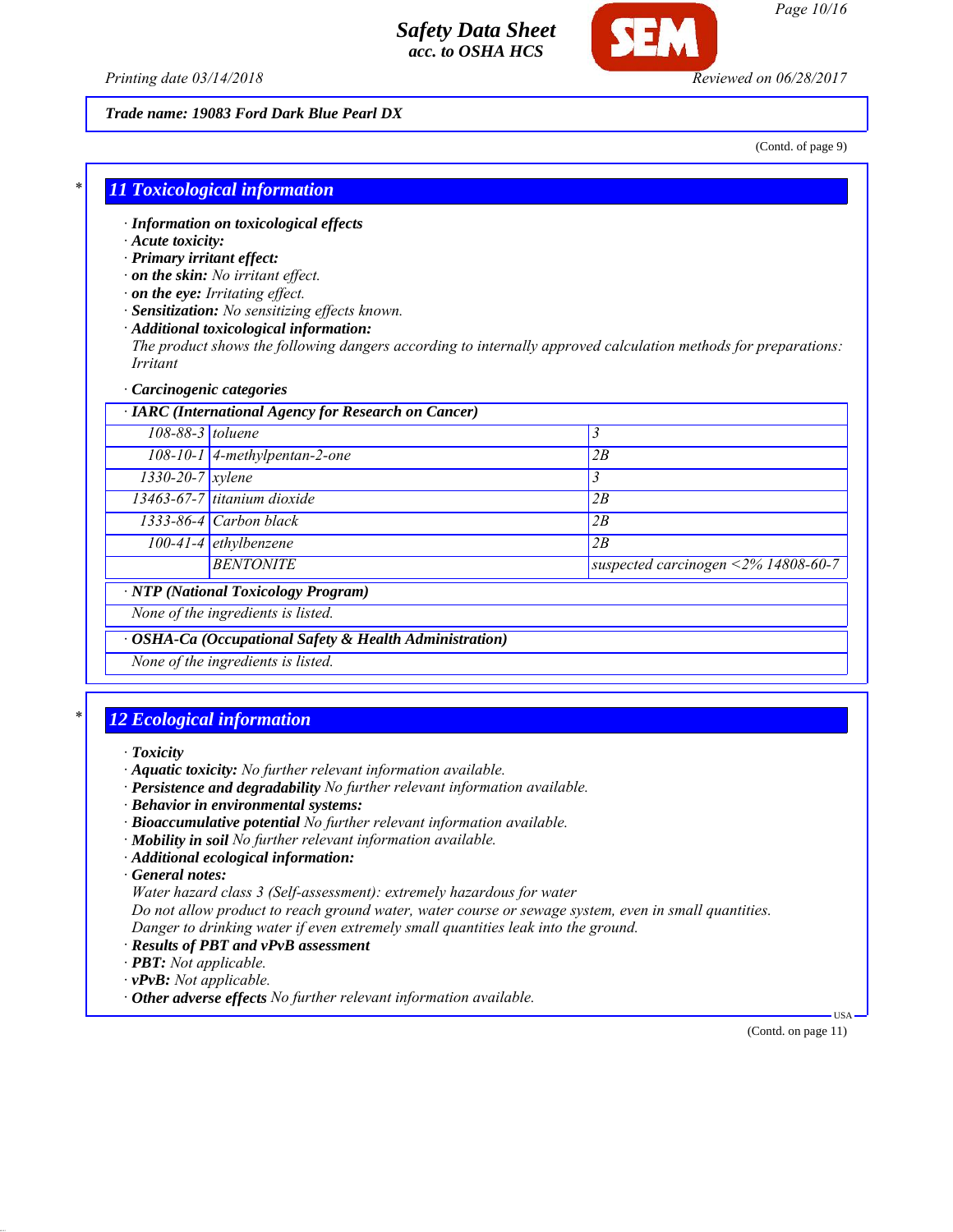**Trade name: 19083 Ford Dark Blue Pearl DX**

(Contd. of page 9)

## 11 Toxicological information

· **Information on toxicological effects**
· **Acute toxicity:**
· **Primary irritant effect:**
· **on the skin:** No irritant effect.
· **on the eye:** Irritating effect.
· **Sensitization:** No sensitizing effects known.
· **Additional toxicological information:**
The product shows the following dangers according to internally approved calculation methods for preparations:
Irritant

· **Carcinogenic categories**

| · IARC (International Agency for Research on Cancer) | | |
|---|---|---|
| 108-88-3 | toluene | 3 |
| 108-10-1 | 4-methylpentan-2-one | 2B |
| 1330-20-7 | xylene | 3 |
| 13463-67-7 | titanium dioxide | 2B |
| 1333-86-4 | Carbon black | 2B |
| 100-41-4 | ethylbenzene | 2B |
| | BENTONITE | suspected carcinogen <2% 14808-60-7 |

| · NTP (National Toxicology Program) |
|---|
| None of the ingredients is listed. |

| · OSHA-Ca (Occupational Safety & Health Administration) |
|---|
| None of the ingredients is listed. |

## 12 Ecological information

· **Toxicity**
· **Aquatic toxicity:** No further relevant information available.
· **Persistence and degradability** No further relevant information available.
· **Behavior in environmental systems:**
· **Bioaccumulative potential** No further relevant information available.
· **Mobility in soil** No further relevant information available.
· **Additional ecological information:**
· **General notes:**
Water hazard class 3 (Self-assessment): extremely hazardous for water
Do not allow product to reach ground water, water course or sewage system, even in small quantities.
Danger to drinking water if even extremely small quantities leak into the ground.
· **Results of PBT and vPvB assessment**
· **PBT:** Not applicable.
· **vPvB:** Not applicable.
· **Other adverse effects** No further relevant information available.

(Contd. on page 11)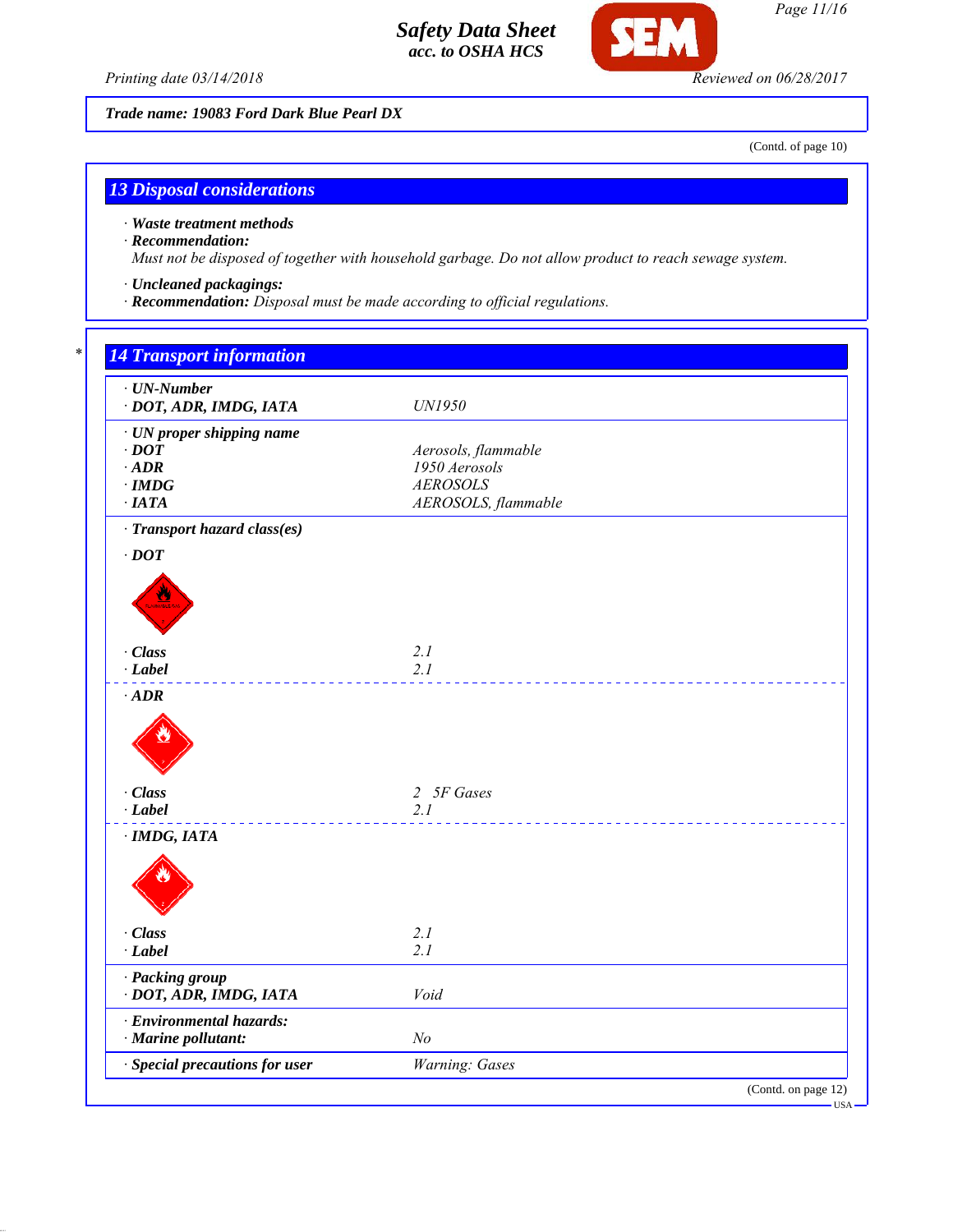Trade name: 19083 Ford Dark Blue Pearl DX

(Contd. of page 10)

## 13 Disposal considerations

· **Waste treatment methods**
· **Recommendation:**
*Must not be disposed of together with household garbage. Do not allow product to reach sewage system.*

· **Uncleaned packagings:**
· **Recommendation:** *Disposal must be made according to official regulations.*

## 14 Transport information

| | |
|---|---|
| · **UN-Number** | |
| · **DOT, ADR, IMDG, IATA** | UN1950 |
| · **UN proper shipping name** | |
| · **DOT** | Aerosols, flammable |
| · **ADR** | 1950 Aerosols |
| · **IMDG** | AEROSOLS |
| · **IATA** | AEROSOLS, flammable |
| · **Transport hazard class(es)** | |
| · **DOT** | |
| · **Class** | 2.1 |
| · **Label** | 2.1 |
| · **ADR** | |
| · **Class** | 2 5F Gases |
| · **Label** | 2.1 |
| · **IMDG, IATA** | |
| · **Class** | 2.1 |
| · **Label** | 2.1 |
| · **Packing group** | |
| · **DOT, ADR, IMDG, IATA** | Void |
| · **Environmental hazards:** | |
| · **Marine pollutant:** | No |
| · **Special precautions for user** | Warning: Gases |

(Contd. on page 12)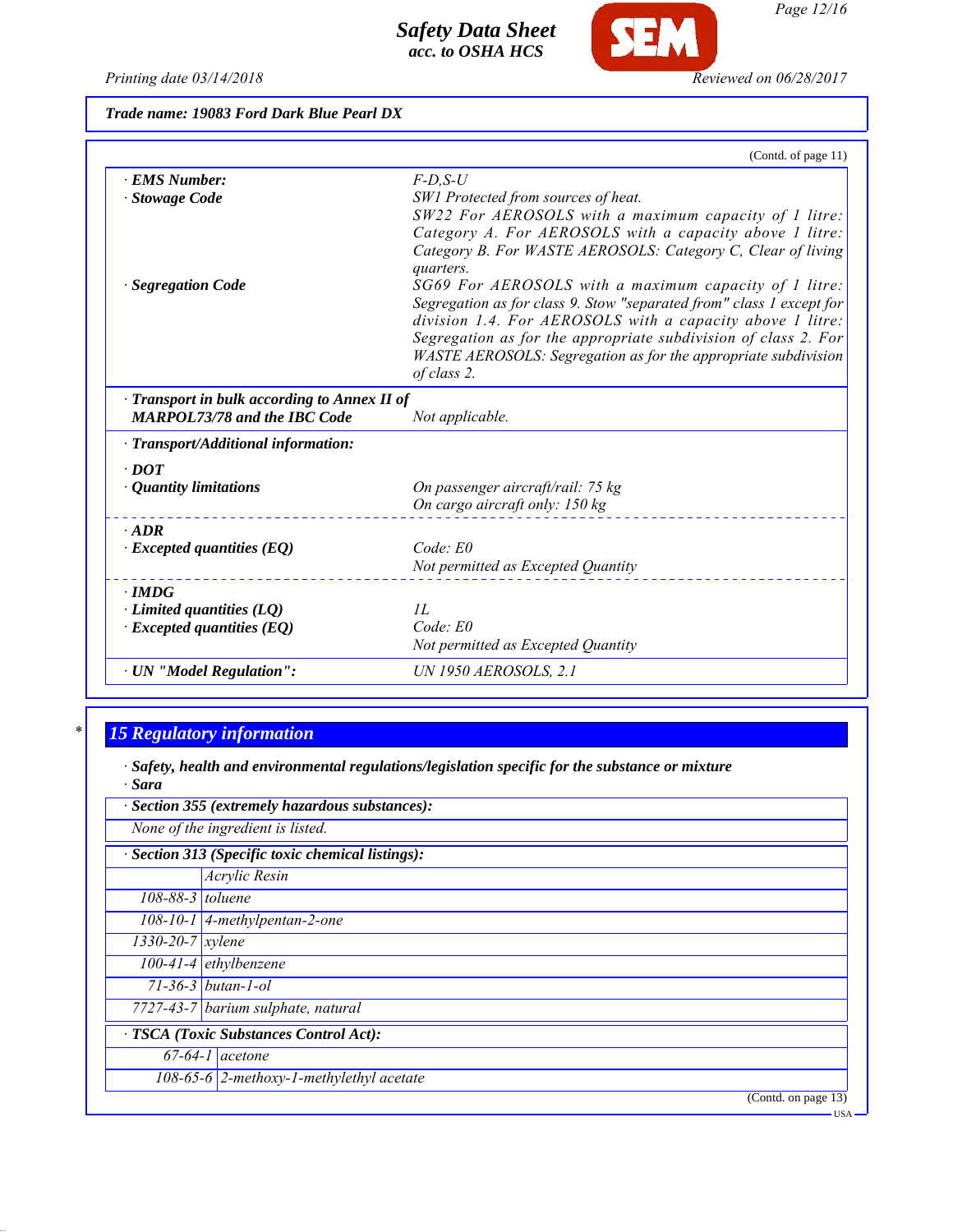**Trade name: 19083 Ford Dark Blue Pearl DX**

(Contd. of page 11)

| | |
|---|---|
| · **EMS Number:** | F-D,S-U |
| · **Stowage Code** | SW1 Protected from sources of heat. SW22 For AEROSOLS with a maximum capacity of 1 litre: Category A. For AEROSOLS with a capacity above 1 litre: Category B. For WASTE AEROSOLS: Category C, Clear of living quarters. |
| · **Segregation Code** | SG69 For AEROSOLS with a maximum capacity of 1 litre: Segregation as for class 9. Stow "separated from" class 1 except for division 1.4. For AEROSOLS with a capacity above 1 litre: Segregation as for the appropriate subdivision of class 2. For WASTE AEROSOLS: Segregation as for the appropriate subdivision of class 2. |
| · **Transport in bulk according to Annex II of MARPOL73/78 and the IBC Code** | Not applicable. |
| · **Transport/Additional information:** | |
| · **DOT** | |
| · **Quantity limitations** | On passenger aircraft/rail: 75 kg<br>On cargo aircraft only: 150 kg |
| · **ADR** | |
| · **Excepted quantities (EQ)** | Code: E0<br>Not permitted as Excepted Quantity |
| · **IMDG** | |
| · **Limited quantities (LQ)** | 1L |
| · **Excepted quantities (EQ)** | Code: E0<br>Not permitted as Excepted Quantity |
| · **UN "Model Regulation":** | UN 1950 AEROSOLS, 2.1 |

## 15 Regulatory information

· **Safety, health and environmental regulations/legislation specific for the substance or mixture**

· **Sara**

· **Section 355 (extremely hazardous substances):**

None of the ingredient is listed.

· **Section 313 (Specific toxic chemical listings):**

| | |
|---|---|
| | Acrylic Resin |
| 108-88-3 | toluene |
| 108-10-1 | 4-methylpentan-2-one |
| 1330-20-7 | xylene |
| 100-41-4 | ethylbenzene |
| 71-36-3 | butan-1-ol |
| 7727-43-7 | barium sulphate, natural |

· **TSCA (Toxic Substances Control Act):**

| | |
|---|---|
| 67-64-1 | acetone |
| 108-65-6 | 2-methoxy-1-methylethyl acetate |

(Contd. on page 13)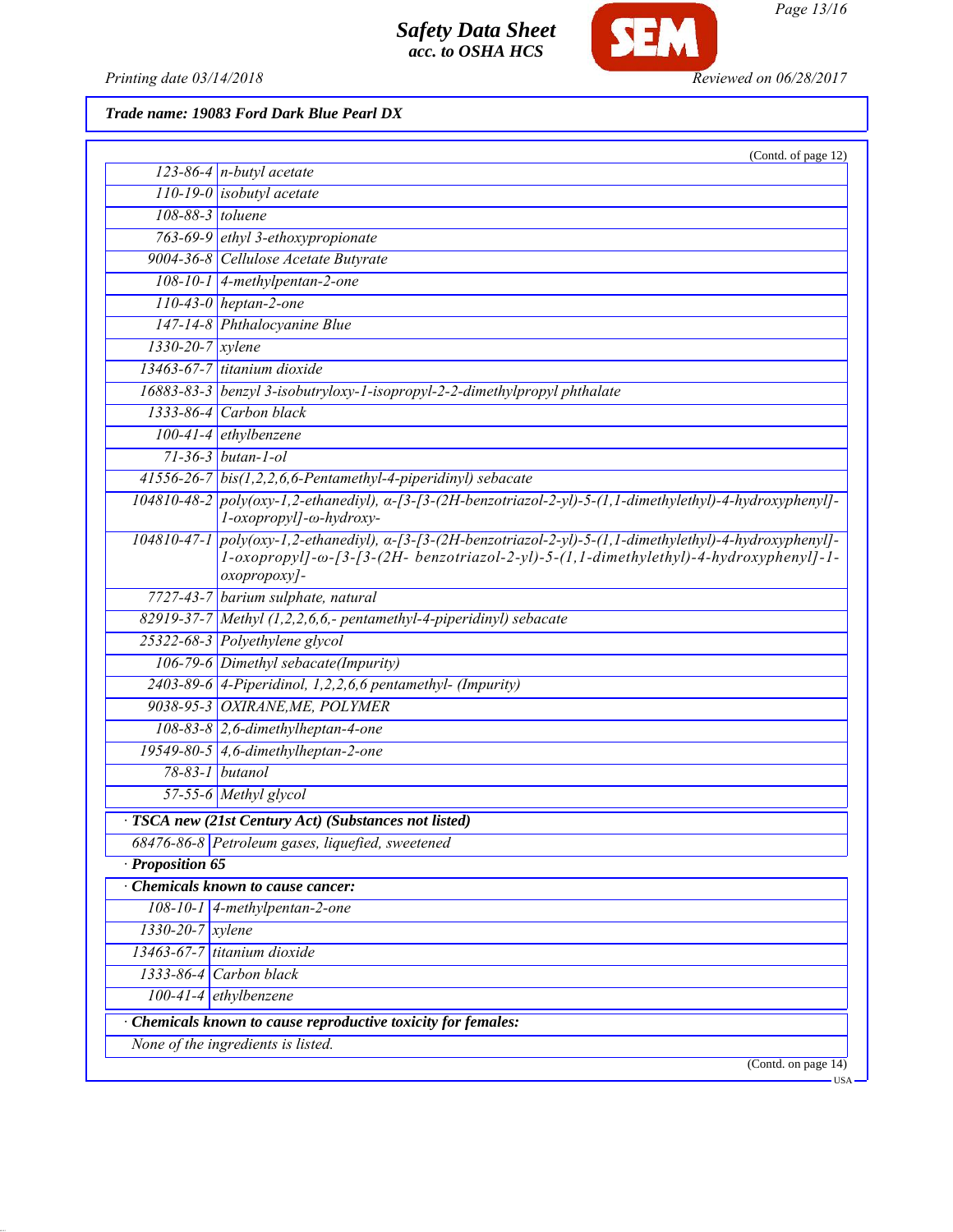**Trade name: 19083 Ford Dark Blue Pearl DX**

(Contd. of page 12)

| | |
|---|---|
| 123-86-4 | n-butyl acetate |
| 110-19-0 | isobutyl acetate |
| 108-88-3 | toluene |
| 763-69-9 | ethyl 3-ethoxypropionate |
| 9004-36-8 | Cellulose Acetate Butyrate |
| 108-10-1 | 4-methylpentan-2-one |
| 110-43-0 | heptan-2-one |
| 147-14-8 | Phthalocyanine Blue |
| 1330-20-7 | xylene |
| 13463-67-7 | titanium dioxide |
| 16883-83-3 | benzyl 3-isobutryloxy-1-isopropyl-2-2-dimethylpropyl phthalate |
| 1333-86-4 | Carbon black |
| 100-41-4 | ethylbenzene |
| 71-36-3 | butan-1-ol |
| 41556-26-7 | bis(1,2,2,6,6-Pentamethyl-4-piperidinyl) sebacate |
| 104810-48-2 | poly(oxy-1,2-ethanediyl), α-[3-[3-(2H-benzotriazol-2-yl)-5-(1,1-dimethylethyl)-4-hydroxyphenyl]-1-oxopropyl]-ω-hydroxy- |
| 104810-47-1 | poly(oxy-1,2-ethanediyl), α-[3-[3-(2H-benzotriazol-2-yl)-5-(1,1-dimethylethyl)-4-hydroxyphenyl]-1-oxopropyl]-ω-[3-[3-(2H- benzotriazol-2-yl)-5-(1,1-dimethylethyl)-4-hydroxyphenyl]-1-oxopropoxy]- |
| 7727-43-7 | barium sulphate, natural |
| 82919-37-7 | Methyl (1,2,2,6,6,- pentamethyl-4-piperidinyl) sebacate |
| 25322-68-3 | Polyethylene glycol |
| 106-79-6 | Dimethyl sebacate(Impurity) |
| 2403-89-6 | 4-Piperidinol, 1,2,2,6,6 pentamethyl- (Impurity) |
| 9038-95-3 | OXIRANE,ME, POLYMER |
| 108-83-8 | 2,6-dimethylheptan-4-one |
| 19549-80-5 | 4,6-dimethylheptan-2-one |
| 78-83-1 | butanol |
| 57-55-6 | Methyl glycol |

· **TSCA new (21st Century Act) (Substances not listed)**

| | |
|---|---|
| 68476-86-8 | Petroleum gases, liquefied, sweetened |

· **Proposition 65**

· **Chemicals known to cause cancer:**

| | |
|---|---|
| 108-10-1 | 4-methylpentan-2-one |
| 1330-20-7 | xylene |
| 13463-67-7 | titanium dioxide |
| 1333-86-4 | Carbon black |
| 100-41-4 | ethylbenzene |

· **Chemicals known to cause reproductive toxicity for females:**

None of the ingredients is listed.

(Contd. on page 14)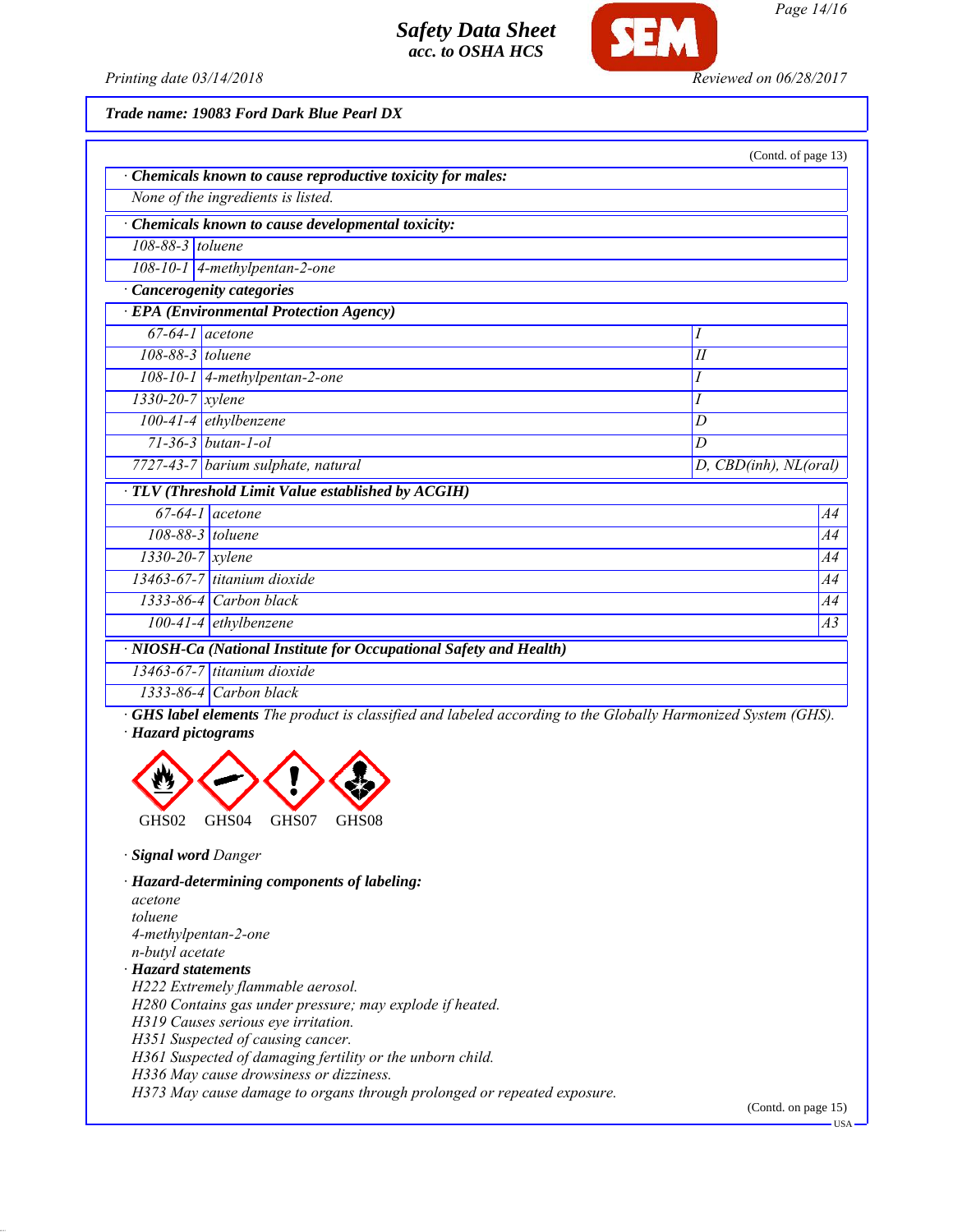**Trade name: 19083 Ford Dark Blue Pearl DX**

(Contd. of page 13)

· **Chemicals known to cause reproductive toxicity for males:**

None of the ingredients is listed.

· **Chemicals known to cause developmental toxicity:**

| | |
|---|---|
| 108-88-3 | toluene |
| 108-10-1 | 4-methylpentan-2-one |

· **Cancerogenity categories**

· **EPA (Environmental Protection Agency)**

| | | |
|---|---|---|
| 67-64-1 | acetone | I |
| 108-88-3 | toluene | II |
| 108-10-1 | 4-methylpentan-2-one | I |
| 1330-20-7 | xylene | I |
| 100-41-4 | ethylbenzene | D |
| 71-36-3 | butan-1-ol | D |
| 7727-43-7 | barium sulphate, natural | D, CBD(inh), NL(oral) |

· **TLV (Threshold Limit Value established by ACGIH)**

| | | |
|---|---|---|
| 67-64-1 | acetone | A4 |
| 108-88-3 | toluene | A4 |
| 1330-20-7 | xylene | A4 |
| 13463-67-7 | titanium dioxide | A4 |
| 1333-86-4 | Carbon black | A4 |
| 100-41-4 | ethylbenzene | A3 |

· **NIOSH-Ca (National Institute for Occupational Safety and Health)**

| | |
|---|---|
| 13463-67-7 | titanium dioxide |
| 1333-86-4 | Carbon black |

· **GHS label elements** The product is classified and labeled according to the Globally Harmonized System (GHS).

· **Hazard pictograms**

GHS02 GHS04 GHS07 GHS08

· **Signal word** Danger

· **Hazard-determining components of labeling:**

acetone
toluene
4-methylpentan-2-one
n-butyl acetate

· **Hazard statements**

H222 Extremely flammable aerosol.
H280 Contains gas under pressure; may explode if heated.
H319 Causes serious eye irritation.
H351 Suspected of causing cancer.
H361 Suspected of damaging fertility or the unborn child.
H336 May cause drowsiness or dizziness.
H373 May cause damage to organs through prolonged or repeated exposure.

(Contd. on page 15)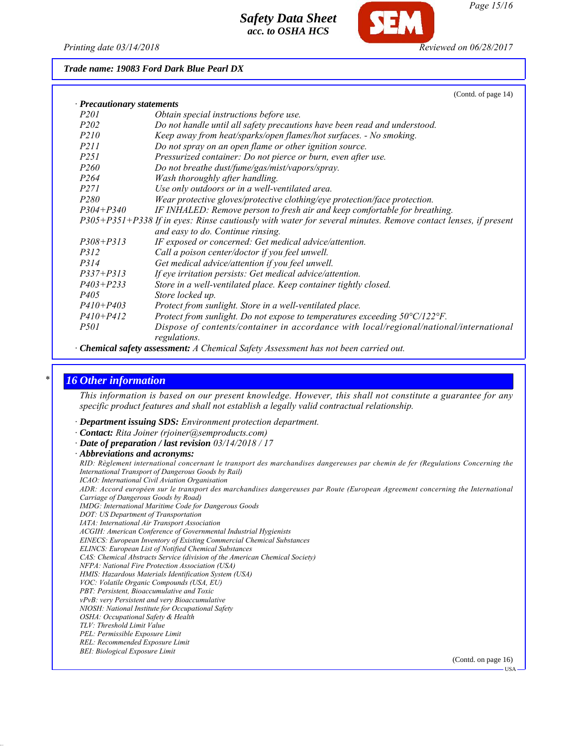Trade name: 19083 Ford Dark Blue Pearl DX

(Contd. of page 14)

· **Precautionary statements**

| | |
|---|---|
| P201 | Obtain special instructions before use. |
| P202 | Do not handle until all safety precautions have been read and understood. |
| P210 | Keep away from heat/sparks/open flames/hot surfaces. - No smoking. |
| P211 | Do not spray on an open flame or other ignition source. |
| P251 | Pressurized container: Do not pierce or burn, even after use. |
| P260 | Do not breathe dust/fume/gas/mist/vapors/spray. |
| P264 | Wash thoroughly after handling. |
| P271 | Use only outdoors or in a well-ventilated area. |
| P280 | Wear protective gloves/protective clothing/eye protection/face protection. |
| P304+P340 | IF INHALED: Remove person to fresh air and keep comfortable for breathing. |
| P305+P351+P338 | If in eyes: Rinse cautiously with water for several minutes. Remove contact lenses, if present and easy to do. Continue rinsing. |
| P308+P313 | IF exposed or concerned: Get medical advice/attention. |
| P312 | Call a poison center/doctor if you feel unwell. |
| P314 | Get medical advice/attention if you feel unwell. |
| P337+P313 | If eye irritation persists: Get medical advice/attention. |
| P403+P233 | Store in a well-ventilated place. Keep container tightly closed. |
| P405 | Store locked up. |
| P410+P403 | Protect from sunlight. Store in a well-ventilated place. |
| P410+P412 | Protect from sunlight. Do not expose to temperatures exceeding 50°C/122°F. |
| P501 | Dispose of contents/container in accordance with local/regional/national/international regulations. |

· **Chemical safety assessment:** A Chemical Safety Assessment has not been carried out.

## * 16 Other information

This information is based on our present knowledge. However, this shall not constitute a guarantee for any specific product features and shall not establish a legally valid contractual relationship.

· **Department issuing SDS:** Environment protection department.
· **Contact:** Rita Joiner (rjoiner@semproducts.com)
· **Date of preparation / last revision** 03/14/2018 / 17
· **Abbreviations and acronyms:**

RID: Règlement international concernant le transport des marchandises dangereuses par chemin de fer (Regulations Concerning the International Transport of Dangerous Goods by Rail)
ICAO: International Civil Aviation Organisation
ADR: Accord européen sur le transport des marchandises dangereuses par Route (European Agreement concerning the International Carriage of Dangerous Goods by Road)
IMDG: International Maritime Code for Dangerous Goods
DOT: US Department of Transportation
IATA: International Air Transport Association
ACGIH: American Conference of Governmental Industrial Hygienists
EINECS: European Inventory of Existing Commercial Chemical Substances
ELINCS: European List of Notified Chemical Substances
CAS: Chemical Abstracts Service (division of the American Chemical Society)
NFPA: National Fire Protection Association (USA)
HMIS: Hazardous Materials Identification System (USA)
VOC: Volatile Organic Compounds (USA, EU)
PBT: Persistent, Bioaccumulative and Toxic
vPvB: very Persistent and very Bioaccumulative
NIOSH: National Institute for Occupational Safety
OSHA: Occupational Safety & Health
TLV: Threshold Limit Value
PEL: Permissible Exposure Limit
REL: Recommended Exposure Limit
BEI: Biological Exposure Limit

(Contd. on page 16)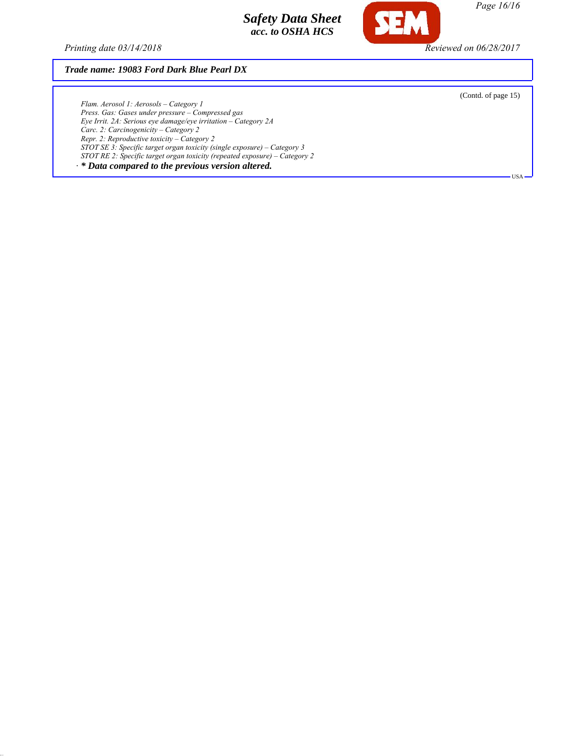(Contd. of page 15)

*Flam. Aerosol 1: Aerosols – Category 1*
*Press. Gas: Gases under pressure – Compressed gas*
*Eye Irrit. 2A: Serious eye damage/eye irritation – Category 2A*
*Carc. 2: Carcinogenicity – Category 2*
*Repr. 2: Reproductive toxicity – Category 2*
*STOT SE 3: Specific target organ toxicity (single exposure) – Category 3*
*STOT RE 2: Specific target organ toxicity (repeated exposure) – Category 2*

· ***\* Data compared to the previous version altered.***

USA